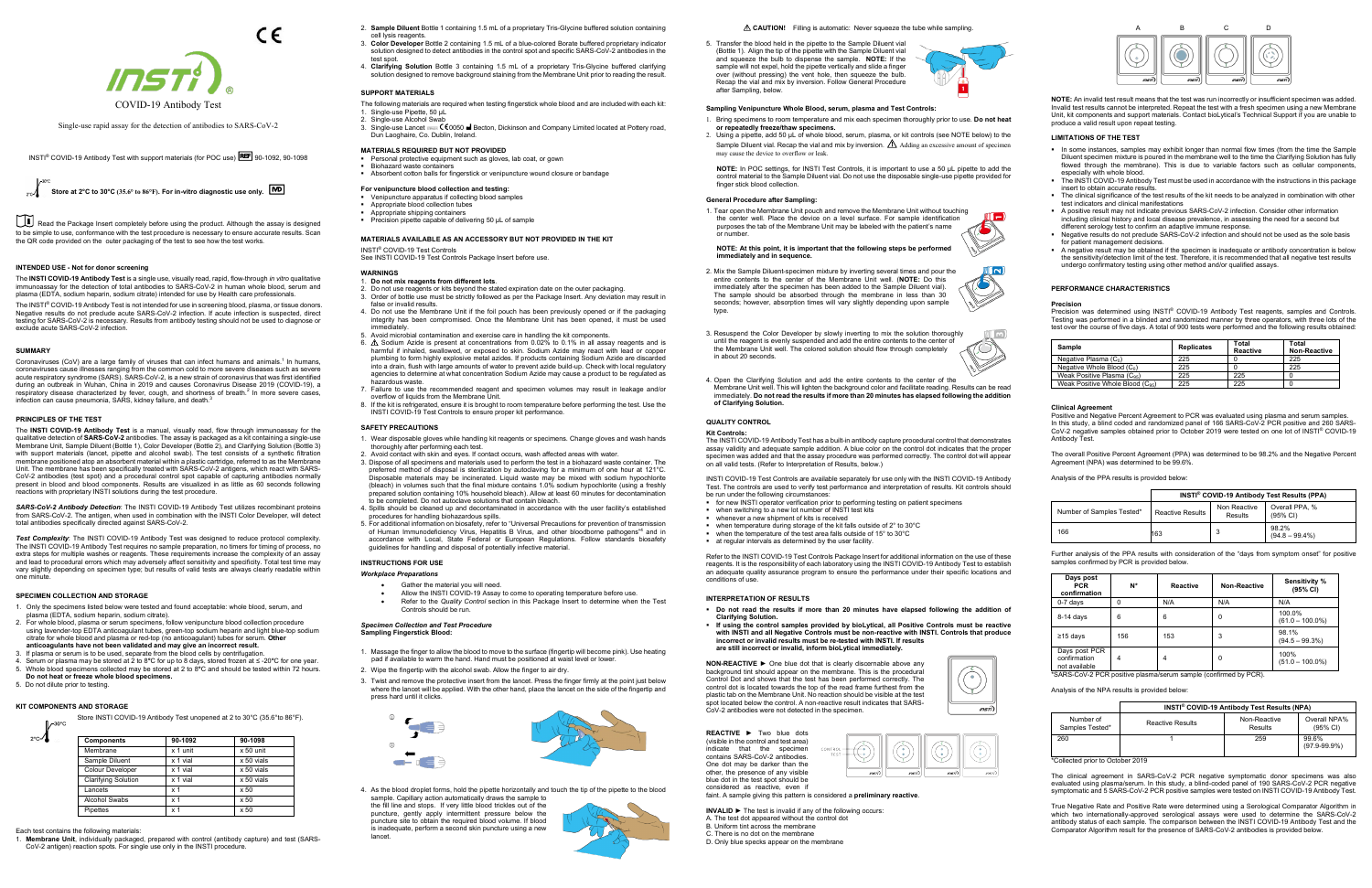# INSTI® COVID-19 Antibody Test

Single-use rapid assay for the detection of antibodies to SARS-CoV-2

INSTI® COVID-19 Antibody Test with support materials (for POC use) REF 90-1092, 90-1098

**Store at 2°C to 30°C (35.6° to 86°F). For in-vitro diagnostic use only.** IVD

Read the Package Insert completely before using the product. Although the assay is designed to be simple to use, conformance with the test procedure is necessary to ensure accurate results. Scan the QR code provided on the outer packaging of the test to see how the test works.

## INTENDED USE - Not for donor screening

The **INSTI COVID-19 Antibody Test** is a single use, visually read, rapid, flow-through *in vitro* qualitative immunoassay for the detection of total antibodies to SARS-CoV-2 in human whole blood, serum and plasma (EDTA, sodium heparin, sodium citrate) intended for use by Health care professionals.

The INSTI® COVID-19 Antibody Test is not intended for use in screening blood, plasma, or tissue donors. Negative results do not preclude acute SARS-CoV-2 infection. If acute infection is suspected, direct testing for SARS-CoV-2 is necessary. Results from antibody testing should not be used to diagnose or exclude acute SARS-CoV-2 infection.

## SUMMARY

Coronaviruses (CoV) are a large family of viruses that can infect humans and animals.[1] In humans, coronaviruses cause illnesses ranging from the common cold to more severe diseases such as severe acute respiratory syndrome (SARS). SARS-CoV-2, is a new strain of coronavirus that was first identified during an outbreak in Wuhan, China in 2019 and causes Coronavirus Disease 2019 (COVID-19), a respiratory disease characterized by fever, cough, and shortness of breath.[2] In more severe cases, infection can cause pneumonia, SARS, kidney failure, and death.[3]

## PRINCIPLES OF THE TEST

The **INSTI COVID-19 Antibody Test** is a manual, visually read, flow through immunoassay for the qualitative detection of **SARS-CoV-2** antibodies. The assay is packaged as a kit containing a single-use Membrane Unit, Sample Diluent (Bottle 1), Color Developer (Bottle 2), and Clarifying Solution (Bottle 3) with support materials (lancet, pipette and alcohol swab). The test consists of a synthetic filtration membrane positioned atop an absorbent material within a plastic cartridge, referred to as the Membrane Unit. The membrane has been specifically treated with SARS-CoV-2 antigens, which react with SARS-CoV-2 antibodies (test spot) and a procedural control spot capable of capturing antibodies normally present in blood and blood components. Results are visualized in as little as 60 seconds following reactions with proprietary INSTI solutions during the test procedure.

***SARS-CoV-2 Antibody Detection***: The INSTI COVID-19 Antibody Test utilizes recombinant proteins from SARS-CoV-2. The antigen, when used in combination with the INSTI Color Developer, will detect total antibodies specifically directed against SARS-CoV-2.

***Test Complexity***: The INSTI COVID-19 Antibody Test was designed to reduce protocol complexity. The INSTI COVID-19 Antibody Test requires no sample preparation, no timers for timing of process, no extra steps for multiple washes or reagents. These requirements increase the complexity of an assay and lead to procedural errors which may adversely affect sensitivity and specificity. Total test time may vary slightly depending on specimen type; but results of valid tests are always clearly readable within one minute.

## SPECIMEN COLLECTION AND STORAGE

1. Only the specimens listed below were tested and found acceptable: whole blood, serum, and plasma (EDTA, sodium heparin, sodium citrate).
2. For whole blood, plasma or serum specimens, follow venipuncture blood collection procedure using lavender-top EDTA anticoagulant tubes, green-top sodium heparin and light blue-top sodium citrate for whole blood and plasma or red-top (no anticoagulant) tubes for serum. **Other anticoagulants have not been validated and may give an incorrect result.**
3. If plasma or serum is to be used, separate from the blood cells by centrifugation.
4. Serum or plasma may be stored at 2 to 8°C for up to 8 days, stored frozen at ≤ -20°C for one year.
5. Whole blood specimens collected may be stored at 2 to 8°C and should be tested within 72 hours. **Do not heat or freeze whole blood specimens.**
5. Do not dilute prior to testing.

## KIT COMPONENTS AND STORAGE

Store INSTI COVID-19 Antibody Test unopened at 2 to 30°C (35.6°to 86°F).

| Components | 90-1092 | 90-1098 |
| --- | --- | --- |
| Membrane | x 1 unit | x 50 unit |
| Sample Diluent | x 1 vial | x 50 vials |
| Colour Developer | x 1 vial | x 50 vials |
| Clarifying Solution | x 1 vial | x 50 vials |
| Lancets | x 1 | x 50 |
| Alcohol Swabs | x 1 | x 50 |
| Pipettes | x 1 | x 50 |

Each test contains the following materials:

1. **Membrane Unit**, individually packaged, prepared with control (antibody capture) and test (SARS-CoV-2 antigen) reaction spots. For single use only in the INSTI procedure.
2. **Sample Diluent** Bottle 1 containing 1.5 mL of a proprietary Tris-Glycine buffered solution containing cell lysis reagents.
3. **Color Developer** Bottle 2 containing 1.5 mL of a blue-colored Borate buffered proprietary indicator solution designed to detect antibodies in the control spot and specific SARS-CoV-2 antibodies in the test spot.
4. **Clarifying Solution** Bottle 3 containing 1.5 mL of a proprietary Tris-Glycine buffered clarifying solution designed to remove background staining from the Membrane Unit prior to reading the result.

## SUPPORT MATERIALS

The following materials are required when testing fingerstick whole blood and are included with each kit:

1. Single-use Pipette, 50 µL
2. Single-use Alcohol Swab
3. Single-use Lancet CE 0050 Becton, Dickinson and Company Limited located at Pottery road, Dun Laoghaire, Co. Dublin, Ireland.

## MATERIALS REQUIRED BUT NOT PROVIDED

- Personal protective equipment such as gloves, lab coat, or gown
- Biohazard waste containers
- Absorbent cotton balls for fingerstick or venipuncture wound closure or bandage

### For venipuncture blood collection and testing:

- Venipuncture apparatus if collecting blood samples
- Appropriate blood collection tubes
- Appropriate shipping containers
- Precision pipette capable of delivering 50 µL of sample

## MATERIALS AVAILABLE AS AN ACCESSORY BUT NOT PROVIDED IN THE KIT

INSTI® COVID-19 Test Controls
See INSTI COVID-19 Test Controls Package Insert before use.

## WARNINGS

1. **Do not mix reagents from different lots**.
2. Do not use reagents or kits beyond the stated expiration date on the outer packaging.
3. Order of bottle use must be strictly followed as per the Package Insert. Any deviation may result in false or invalid results.
4. Do not use the Membrane Unit if the foil pouch has been previously opened or if the packaging integrity has been compromised. Once the Membrane Unit has been opened, it must be used immediately.
5. Avoid microbial contamination and exercise care in handling the kit components.
6. ⚠ Sodium Azide is present at concentrations from 0.02% to 0.1% in all assay reagents and is harmful if inhaled, swallowed, or exposed to skin. Sodium Azide may react with lead or copper plumbing to form highly explosive metal azides. If products containing Sodium Azide are discarded into a drain, flush with large amounts of water to prevent azide build-up. Check with local regulatory agencies to determine at what concentration Sodium Azide may cause a product to be regulated as hazardous waste.
7. Failure to use the recommended reagent and specimen volumes may result in leakage and/or overflow of liquids from the Membrane Unit.
8. If the kit is refrigerated, ensure it is brought to room temperature before performing the test. Use the INSTI COVID-19 Test Controls to ensure proper kit performance.

## SAFETY PRECAUTIONS

1. Wear disposable gloves while handling kit reagents or specimens. Change gloves and wash hands thoroughly after performing each test.
2. Avoid contact with skin and eyes. If contact occurs, wash affected areas with water.
3. Dispose of all specimens and materials used to perform the test in a biohazard waste container. The preferred method of disposal is sterilization by autoclaving for a minimum of one hour at 121°C. Disposable materials may be incinerated. Liquid waste may be mixed with sodium hypochlorite (bleach) in volumes such that the final mixture contains 1.0% sodium hypochlorite (using a freshly prepared solution containing 10% household bleach). Allow at least 60 minutes for decontamination to be completed. Do not autoclave solutions that contain bleach.
4. Spills should be cleaned up and decontaminated in accordance with the user facility's established procedures for handling biohazardous spills.
5. For additional information on biosafety, refer to "Universal Precautions for prevention of transmission of Human Immunodeficiency Virus, Hepatitis B Virus, and other bloodborne pathogens"[4] and in accordance with Local, State Federal or European Regulations. Follow standards biosafety guidelines for handling and disposal of potentially infective material.

## INSTRUCTIONS FOR USE

### Workplace Preparations

- Gather the material you will need.
- Allow the INSTI COVID-19 Assay to come to operating temperature before use.
- Refer to the *Quality Control* section in this Package Insert to determine when the Test Controls should be run.

### *Specimen Collection and Test Procedure*
### Sampling Fingerstick Blood:

1. Massage the finger to allow the blood to move to the surface (fingertip will become pink). Use heating pad if available to warm the hand. Hand must be positioned at waist level or lower.
2. Wipe the fingertip with the alcohol swab. Allow the finger to air dry.
3. Twist and remove the protective insert from the lancet. Press the finger firmly at the point just below where the lancet will be applied. With the other hand, place the lancet on the side of the fingertip and press hard until it clicks.
4. As the blood droplet forms, hold the pipette horizontally and touch the tip of the pipette to the blood sample. Capillary action automatically draws the sample to the fill line and stops. If very little blood trickles out of the puncture, gently apply intermittent pressure below the puncture site to obtain the required blood volume. If blood is inadequate, perform a second skin puncture using a new lancet.

⚠ **CAUTION!** Filling is automatic: Never squeeze the tube while sampling.

5. Transfer the blood held in the pipette to the Sample Diluent vial (Bottle 1). Align the tip of the pipette with the Sample Diluent vial and squeeze the bulb to dispense the sample. **NOTE:** If the sample will not expel, hold the pipette vertically and slide a finger over (without pressing) the vent hole, then squeeze the bulb. Recap the vial and mix by inversion. Follow General Procedure after Sampling, below.

### Sampling Venipuncture Whole Blood, Serum, plasma and Test Controls:

1. Bring specimens to room temperature and mix each specimen thoroughly prior to use. **Do not heat or repeatedly freeze/thaw specimens.**
2. Using a pipette, add 50 µL of whole blood, serum, plasma, or kit controls (see NOTE below) to the Sample Diluent vial. Recap the vial and mix by inversion. ⚠ Adding an excessive amount of specimen may cause the device to overflow or leak.

**NOTE:** In POC settings, for INSTI Test Controls, it is important to use a 50 µL pipette to add the control material to the Sample Diluent vial. Do not use the disposable single-use pipette provided for finger stick blood collection.

### General Procedure after Sampling:

1. Tear open the Membrane Unit pouch and remove the Membrane Unit without touching the center well. Place the device on a level surface. For sample identification purposes the tab of the Membrane Unit may be labeled with the patient's name or number.

**NOTE: At this point, it is important that the following steps be performed immediately and in sequence.**

2. Mix the Sample Diluent-specimen mixture by inverting several times and pour the entire contents to the center of the Membrane Unit well. (**NOTE:** Do this immediately after the specimen has been added to the Sample Diluent vial). The sample should be absorbed through the membrane in less than 30 seconds; however, absorption times will vary slightly depending upon sample type.
3. Resuspend the Color Developer by slowly inverting to mix the solution thoroughly until the reagent is evenly suspended and add the entire contents to the center of the Membrane Unit well. The colored solution should flow through completely in about 20 seconds.
4. Open the Clarifying Solution and add the entire contents to the center of the Membrane Unit well. This will lighten the background color and facilitate reading. Results can be read immediately. **Do not read the results if more than 20 minutes has elapsed following the addition of Clarifying Solution.**

## QUALITY CONTROL

### Kit Controls:

The INSTI COVID-19 Antibody Test has a built-in antibody capture procedural control that demonstrates assay validity and adequate sample addition. A blue color on the control dot indicates that the proper specimen was added and that the assay procedure was performed correctly. The control dot will appear on all valid tests. (Refer to Interpretation of Results, below.)

INSTI COVID-19 Test Controls are available separately for use only with the INSTI COVID-19 Antibody Test. The controls are used to verify test performance and interpretation of results. Kit controls should be run under the following circumstances:

- for new INSTI operator verification prior to performing testing on patient specimens
- when switching to a new lot number of INSTI test kits
- whenever a new shipment of kits is received
- when temperature during storage of the kit falls outside of 2° to 30°C
- when the temperature of the test area falls outside of 15° to 30°C
- at regular intervals as determined by the user facility.

Refer to the INSTI COVID-19 Test Controls Package Insert for additional information on the use of these reagents. It is the responsibility of each laboratory using the INSTI COVID-19 Antibody Test to establish an adequate quality assurance program to ensure the performance under their specific locations and conditions of use.

## INTERPRETATION OF RESULTS

- **Do not read the results if more than 20 minutes have elapsed following the addition of Clarifying Solution.**
- **If using the control samples provided by bioLytical, all Positive Controls must be reactive with INSTI and all Negative Controls must be non-reactive with INSTI. Controls that produce incorrect or invalid results must be re-tested with INSTI. If results are still incorrect or invalid, inform bioLytical immediately.**

**NON-REACTIVE ►** One blue dot that is clearly discernable above any background tint should appear on the membrane. This is the procedural Control Dot and shows that the test has been performed correctly. The control dot is located towards the top of the read frame furthest from the plastic tab on the Membrane Unit. No reaction should be visible at the test spot located below the control. A non-reactive result indicates that SARS-CoV-2 antibodies were not detected in the specimen.

**REACTIVE ►** Two blue dots (visible in the control and test area) indicate that the specimen contains SARS-CoV-2 antibodies. One dot may be darker than the other, the presence of any visible blue dot in the test spot should be considered as reactive, even if faint. A sample giving this pattern is considered a **preliminary reactive**.

**INVALID ►** The test is invalid if any of the following occurs:
A. The test dot appeared without the control dot
B. Uniform tint across the membrane
C. There is no dot on the membrane
D. Only blue specks appear on the membrane

**NOTE:** An invalid test result means that the test was run incorrectly or insufficient specimen was added. Invalid test results cannot be interpreted. Repeat the test with a fresh specimen using a new Membrane Unit, kit components and support materials. Contact bioLytical's Technical Support if you are unable to produce a valid result upon repeat testing.

## LIMITATIONS OF THE TEST

- In some instances, samples may exhibit longer than normal flow times (from the time the Sample Diluent specimen mixture is poured in the membrane well to the time the Clarifying Solution has fully flowed through the membrane). This is due to variable factors such as cellular components, especially with whole blood.
- The INSTI COVID-19 Antibody Test must be used in accordance with the instructions in this package insert to obtain accurate results.
- The clinical significance of the test results of the kit needs to be analyzed in combination with other test indicators and clinical manifestations
- A positive result may not indicate previous SARS-CoV-2 infection. Consider other information including clinical history and local disease prevalence, in assessing the need for a second but different serology test to confirm an adaptive immune response.
- Negative results do not preclude SARS-CoV-2 infection and should not be used as the sole basis for patient management decisions.
- A negative result may be obtained if the specimen is inadequate or antibody concentration is below the sensitivity/detection limit of the test. Therefore, it is recommended that all negative test results undergo confirmatory testing using other method and/or qualified assays.

## PERFORMANCE CHARACTERISTICS

### Precision

Precision was determined using INSTI® COVID-19 Antibody Test reagents, samples and Controls. Testing was performed in a blinded and randomized manner by three operators, with three lots of the test over the course of five days. A total of 900 tests were performed and the following results obtained:

| Sample | Replicates | Total Reactive | Total Non-Reactive |
| --- | --- | --- | --- |
| Negative Plasma ($C_0$) | 225 | 0 | 225 |
| Negative Whole Blood ($C_0$) | 225 | 0 | 225 |
| Weak Positive Plasma ($C_{95}$) | 225 | 225 | 0 |
| Weak Positive Whole Blood ($C_{95}$) | 225 | 225 | 0 |

### Clinical Agreement

Positive and Negative Percent Agreement to PCR was evaluated using plasma and serum samples. In this study, a blind coded and randomized panel of 166 SARS-CoV-2 PCR positive and 260 SARS-CoV-2 negative samples obtained prior to October 2019 were tested on one lot of INSTI® COVID-19 Antibody Test.

The overall Positive Percent Agreement (PPA) was determined to be 98.2% and the Negative Percent Agreement (NPA) was determined to be 99.6%.

Analysis of the PPA results is provided below:

| Number of Samples Tested* | INSTI® COVID-19 Antibody Test Results (PPA) | | |
| --- | --- | --- | --- |
| | Reactive Results | Non Reactive Results | Overall PPA, % (95% CI) |
| 166 | 163 | 3 | 98.2% (94.8 – 99.4%) |

Further analysis of the PPA results with consideration of the "days from symptom onset" for positive samples confirmed by PCR is provided below.

| Days post PCR confirmation | N* | Reactive | Non-Reactive | Sensitivity % (95% CI) |
| --- | --- | --- | --- | --- |
| 0-7 days | 0 | N/A | N/A | N/A |
| 8-14 days | 6 | 6 | 0 | 100.0% (61.0 – 100.0%) |
| ≥15 days | 156 | 153 | 3 | 98.1% (94.5 – 99.3%) |
| Days post PCR confirmation not available | 4 | 4 | 0 | 100% (51.0 – 100.0%) |

*SARS-CoV-2 PCR positive plasma/serum sample (confirmed by PCR).

Analysis of the NPA results is provided below:

| Number of Samples Tested* | INSTI® COVID-19 Antibody Test Results (NPA) | | |
| --- | --- | --- | --- |
| | Reactive Results | Non-Reactive Results | Overall NPA% (95% CI) |
| 260 | 1 | 259 | 99.6% (97.9-99.9%) |

*Collected prior to October 2019

The clinical agreement in SARS-CoV-2 PCR negative symptomatic donor specimens was also evaluated using plasma/serum. In this study, a blind-coded panel of 190 SARS-CoV-2 PCR negative symptomatic and 5 SARS-CoV-2 PCR positive samples were tested on INSTI COVID-19 Antibody Test.

True Negative Rate and Positive Rate were determined using a Serological Comparator Algorithm in which two internationally-approved serological assays were used to determine the SARS-CoV-2 antibody status of each sample. The comparison between the INSTI COVID-19 Antibody Test and the Comparator Algorithm result for the presence of SARS-CoV-2 antibodies is provided below.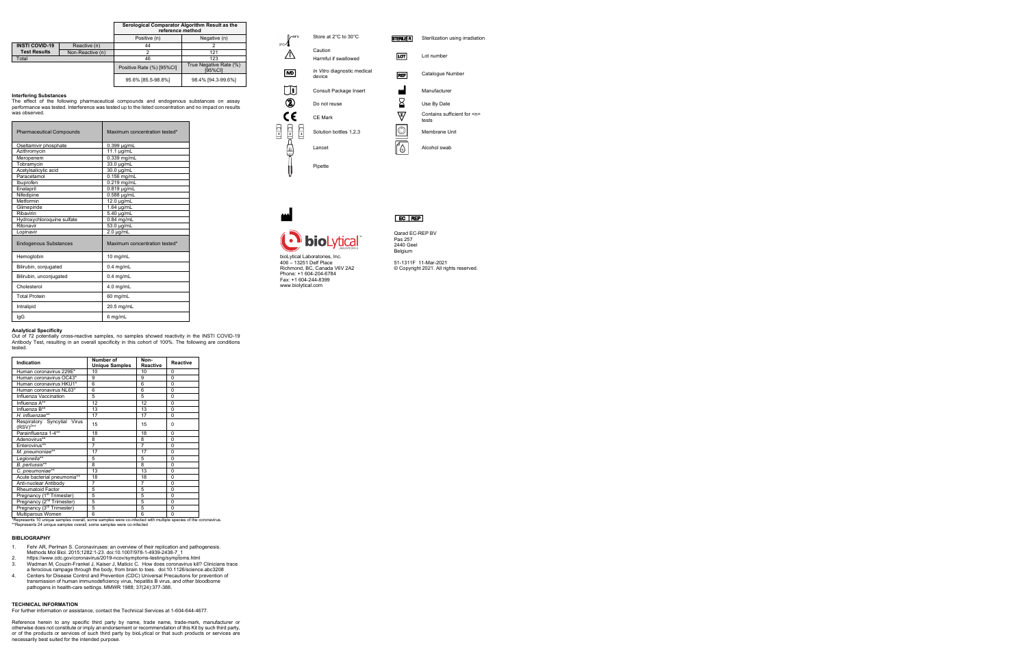| | | Serological Comparator Algorithm Result as the reference method | |
|---|---|---|---|
| | | Positive (n) | Negative (n) |
| **INSTI COVID-19 Test Results** | Reactive (n) | 44 | 2 |
| | Non-Reactive (n) | 2 | 121 |
| Total | | 46 | 123 |
| | | Positive Rate (%) [95%CI] | True Negative Rate (%) [95%CI] |
| | | 95.6% [85.5-98.8%] | 98.4% [94.3-99.6%] |

**Interfering Substances**

The effect of the following pharmaceutical compounds and endogenous substances on assay performance was tested. Interference was tested up to the listed concentration and no impact on results was observed.

| Pharmaceutical Compounds | Maximum concentration tested* |
|---|---|
| Oseltamivir phosphate | 0.399 µg/mL |
| Azithromycin | 11.1 µg/mL |
| Meropenem | 0.339 mg/mL |
| Tobramycin | 33.0 µg/mL |
| Acetylsalicylic acid | 30.0 µg/mL |
| Paracetamol | 0.156 mg/mL |
| Ibuprofen | 0.219 mg/mL |
| Enalapril | 0.819 µg/mL |
| Nifedipine | 0.588 µg/mL |
| Metformin | 12.0 µg/mL |
| Glimepiride | 1.64 µg/mL |
| Ribavirin | 5.40 µg/mL |
| Hydroxychloroquine sulfate | 0.84 mg/mL |
| Ritonavir | 53.0 µg/mL |
| Lopinavir | 2.0 µg/mL |
| **Endogenous Substances** | **Maximum concentration tested*** |
| Hemoglobin | 10 mg/mL |
| Bilirubin, conjugated | 0.4 mg/mL |
| Bilirubin, unconjugated | 0.4 mg/mL |
| Cholesterol | 4.0 mg/mL |
| Total Protein | 60 mg/mL |
| Intralipid | 20.5 mg/mL |
| IgG | 6 mg/mL |

**Analytical Specificity**

Out of 72 potentially cross-reactive samples, no samples showed reactivity in the INSTI COVID-19 Antibody Test, resulting in an overall specificity in this cohort of 100%. The following are conditions tested.

| Indication | Number of Unique Samples | Non-Reactive | Reactive |
|---|---|---|---|
| Human coronavirus 229E* | 10 | 10 | 0 |
| Human coronavirus OC43* | 9 | 9 | 0 |
| Human coronavirus HKU1* | 6 | 6 | 0 |
| Human coronavirus NL63* | 6 | 6 | 0 |
| Influenza Vaccination | 5 | 5 | 0 |
| Influenza A** | 12 | 12 | 0 |
| Influenza B** | 13 | 13 | 0 |
| *H. influenzae*** | 17 | 17 | 0 |
| Respiratory Syncytial Virus (RSV)** | 15 | 15 | 0 |
| Parainfluenza 1-4** | 18 | 18 | 0 |
| Adenovirus** | 8 | 8 | 0 |
| Enterovirus** | 7 | 7 | 0 |
| *M. pneumoniae*** | 17 | 17 | 0 |
| *Legionella*** | 5 | 5 | 0 |
| *B. pertussis*** | 8 | 8 | 0 |
| *C. pneumoniae*** | 13 | 13 | 0 |
| Acute bacterial pneumonia** | 18 | 18 | 0 |
| Anti-nuclear Antibody | 7 | 7 | 0 |
| Rheumatoid Factor | 5 | 5 | 0 |
| Pregnancy (1st Trimester) | 5 | 5 | 0 |
| Pregnancy (2nd Trimester) | 5 | 5 | 0 |
| Pregnancy (3rd Trimester) | 5 | 5 | 0 |
| Multiparous Women | 6 | 6 | 0 |

*Represents 10 unique samples overall, some samples were co-infected with multiple species of the coronavirus.
**Represents 24 unique samples overall, some samples were co-infected

**BIBLIOGRAPHY**

1. Fehr AR, Perlman S. Coronaviruses: an overview of their replication and pathogenesis. Methods Mol Biol. 2015;1282:1-23. doi:10.1007/978-1-4939-2438-7_1
2. https://www.cdc.gov/coronavirus/2019-ncov/symptoms-testing/symptoms.html
3. Wadman M, Couzin-Frankel J, Kaiser J, Maticic C. How does coronavirus kill? Clinicians trace a ferocious rampage through the body, from brain to toes. doi:10.1126/science.abc3208
4. Centers for Disease Control and Prevention (CDC) Universal Precautions for prevention of transmission of human immunodeficiency virus, hepatitis B virus, and other bloodborne pathogens in health-care settings. MMWR 1988; 37(24):377-388.

**TECHNICAL INFORMATION**

For further information or assistance, contact the Technical Services at 1-604-644-4677.

Reference herein to any specific third party by name, trade name, trade-mark, manufacturer or otherwise does not constitute or imply an endorsement or recommendation of this Kit by such third party, or of the products or services of such third party by bioLytical or that such products or services are necessarily best suited for the intended purpose.

| | |
|---|---|
| Store at 2°C to 30°C | Sterilization using irradiation |
| Caution Harmful if swallowed | Lot number |
| *In Vitro* diagnostic medical device | Catalogue Number |
| Consult Package Insert | Manufacturer |
| Do not reuse | Use By Date |
| CE Mark | Contains sufficient for <n> tests |
| Solution bottles 1,2,3 | Membrane Unit |
| Lancet | Alcohol swab |
| Pipette | |

bioLytical Laboratories, Inc.
406 – 13251 Delf Place
Richmond, BC, Canada V6V 2A2
Phone: +1 604-204-6784
Fax: +1 604-244-8399
www.biolytical.com

EC REP

Qarad EC-REP BV
Pas 257
2440 Geel
Belgium

51-1311F 11-Mar-2021
© Copyright 2021. All rights reserved.